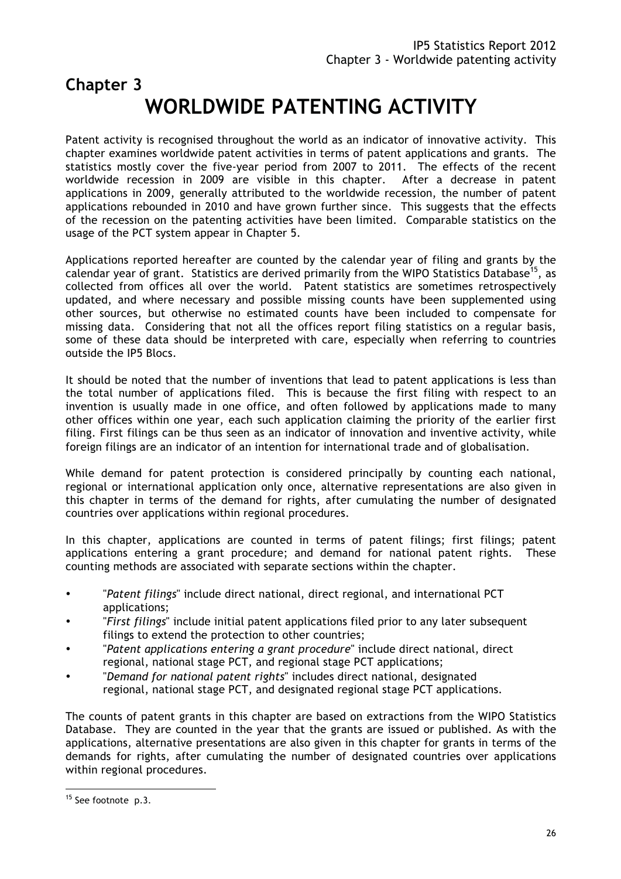# Chapter 3
# WORLDWIDE PATENTING ACTIVITY

Patent activity is recognised throughout the world as an indicator of innovative activity. This chapter examines worldwide patent activities in terms of patent applications and grants. The statistics mostly cover the five-year period from 2007 to 2011. The effects of the recent worldwide recession in 2009 are visible in this chapter. After a decrease in patent applications in 2009, generally attributed to the worldwide recession, the number of patent applications rebounded in 2010 and have grown further since. This suggests that the effects of the recession on the patenting activities have been limited. Comparable statistics on the usage of the PCT system appear in Chapter 5.

Applications reported hereafter are counted by the calendar year of filing and grants by the calendar year of grant. Statistics are derived primarily from the WIPO Statistics Database[15], as collected from offices all over the world. Patent statistics are sometimes retrospectively updated, and where necessary and possible missing counts have been supplemented using other sources, but otherwise no estimated counts have been included to compensate for missing data. Considering that not all the offices report filing statistics on a regular basis, some of these data should be interpreted with care, especially when referring to countries outside the IP5 Blocs.

It should be noted that the number of inventions that lead to patent applications is less than the total number of applications filed. This is because the first filing with respect to an invention is usually made in one office, and often followed by applications made to many other offices within one year, each such application claiming the priority of the earlier first filing. First filings can be thus seen as an indicator of innovation and inventive activity, while foreign filings are an indicator of an intention for international trade and of globalisation.

While demand for patent protection is considered principally by counting each national, regional or international application only once, alternative representations are also given in this chapter in terms of the demand for rights, after cumulating the number of designated countries over applications within regional procedures.

In this chapter, applications are counted in terms of patent filings; first filings; patent applications entering a grant procedure; and demand for national patent rights. These counting methods are associated with separate sections within the chapter.

- "*Patent filings*" include direct national, direct regional, and international PCT applications;
- "*First filings*" include initial patent applications filed prior to any later subsequent filings to extend the protection to other countries;
- "*Patent applications entering a grant procedure*" include direct national, direct regional, national stage PCT, and regional stage PCT applications;
- "*Demand for national patent rights*" includes direct national, designated regional, national stage PCT, and designated regional stage PCT applications.

The counts of patent grants in this chapter are based on extractions from the WIPO Statistics Database. They are counted in the year that the grants are issued or published. As with the applications, alternative presentations are also given in this chapter for grants in terms of the demands for rights, after cumulating the number of designated countries over applications within regional procedures.

[15] See footnote p.3.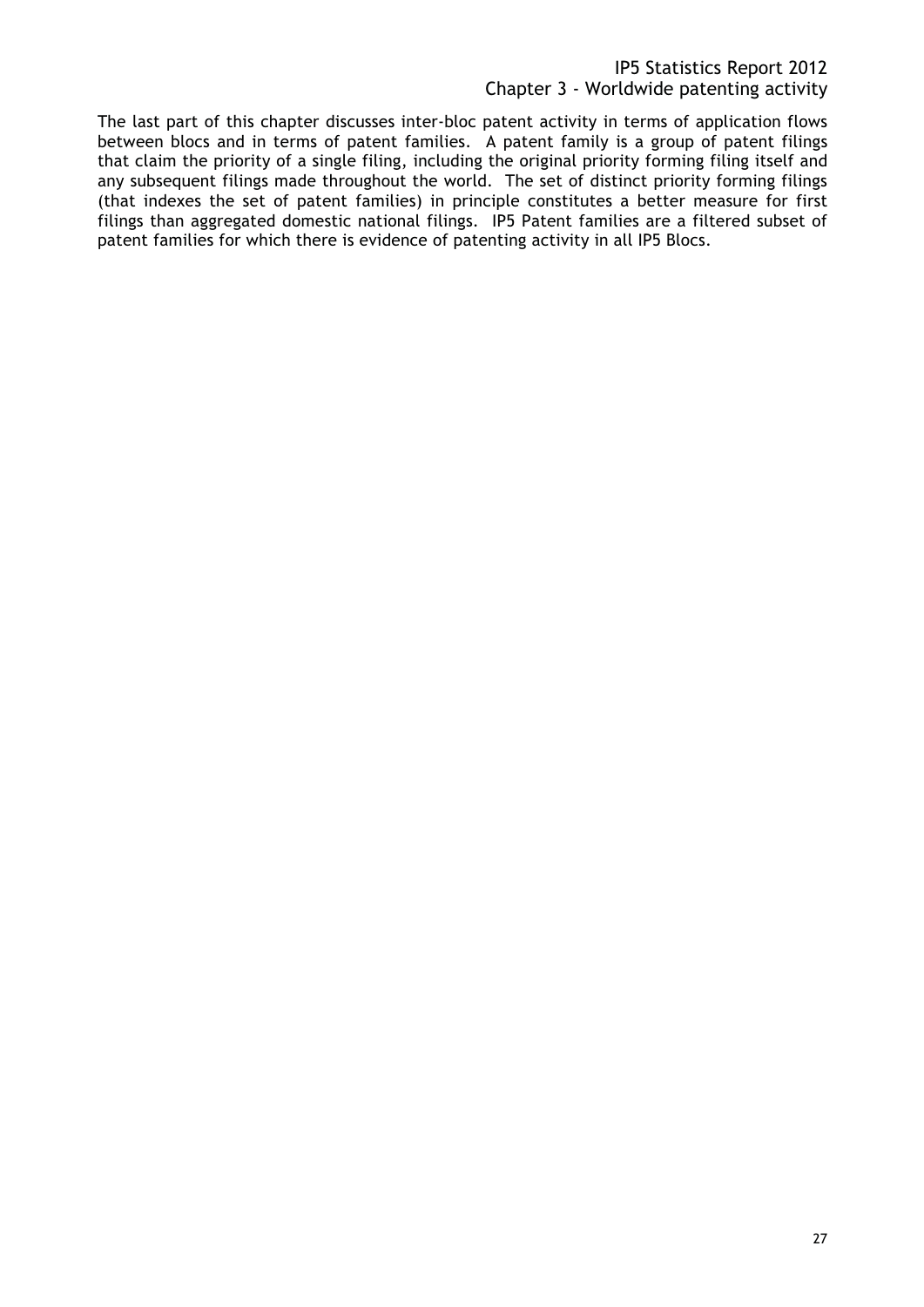The last part of this chapter discusses inter-bloc patent activity in terms of application flows between blocs and in terms of patent families. A patent family is a group of patent filings that claim the priority of a single filing, including the original priority forming filing itself and any subsequent filings made throughout the world. The set of distinct priority forming filings (that indexes the set of patent families) in principle constitutes a better measure for first filings than aggregated domestic national filings. IP5 Patent families are a filtered subset of patent families for which there is evidence of patenting activity in all IP5 Blocs.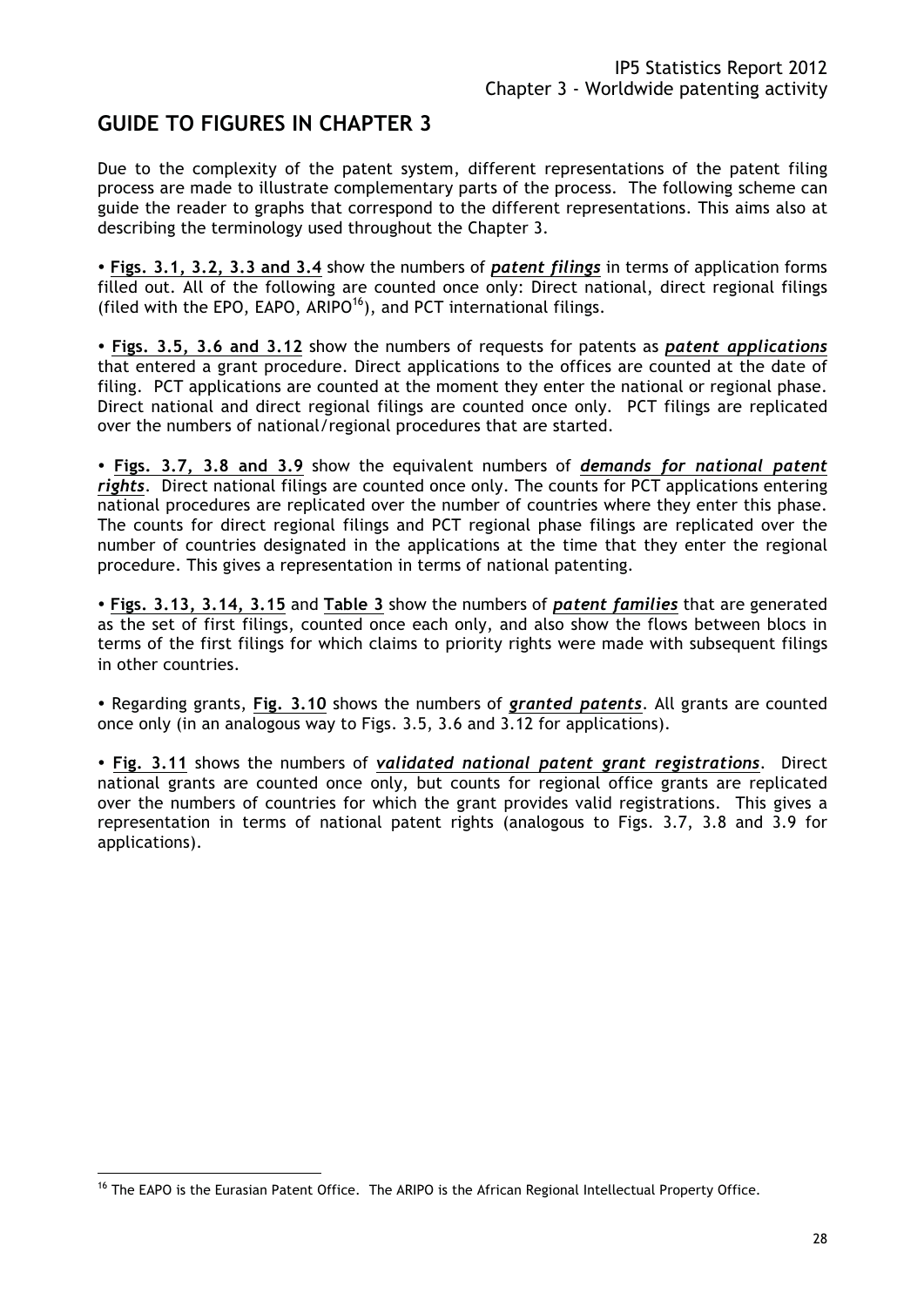## GUIDE TO FIGURES IN CHAPTER 3

Due to the complexity of the patent system, different representations of the patent filing process are made to illustrate complementary parts of the process. The following scheme can guide the reader to graphs that correspond to the different representations. This aims also at describing the terminology used throughout the Chapter 3.

• **Figs. 3.1, 3.2, 3.3 and 3.4** show the numbers of ***patent filings*** in terms of application forms filled out. All of the following are counted once only: Direct national, direct regional filings (filed with the EPO, EAPO, ARIPO[16]), and PCT international filings.

• **Figs. 3.5, 3.6 and 3.12** show the numbers of requests for patents as ***patent applications*** that entered a grant procedure. Direct applications to the offices are counted at the date of filing. PCT applications are counted at the moment they enter the national or regional phase. Direct national and direct regional filings are counted once only. PCT filings are replicated over the numbers of national/regional procedures that are started.

• **Figs. 3.7, 3.8 and 3.9** show the equivalent numbers of ***demands for national patent rights***. Direct national filings are counted once only. The counts for PCT applications entering national procedures are replicated over the number of countries where they enter this phase. The counts for direct regional filings and PCT regional phase filings are replicated over the number of countries designated in the applications at the time that they enter the regional procedure. This gives a representation in terms of national patenting.

• **Figs. 3.13, 3.14, 3.15** and **Table 3** show the numbers of ***patent families*** that are generated as the set of first filings, counted once each only, and also show the flows between blocs in terms of the first filings for which claims to priority rights were made with subsequent filings in other countries.

• Regarding grants, **Fig. 3.10** shows the numbers of ***granted patents***. All grants are counted once only (in an analogous way to Figs. 3.5, 3.6 and 3.12 for applications).

• **Fig. 3.11** shows the numbers of ***validated national patent grant registrations***. Direct national grants are counted once only, but counts for regional office grants are replicated over the numbers of countries for which the grant provides valid registrations. This gives a representation in terms of national patent rights (analogous to Figs. 3.7, 3.8 and 3.9 for applications).

[16] The EAPO is the Eurasian Patent Office. The ARIPO is the African Regional Intellectual Property Office.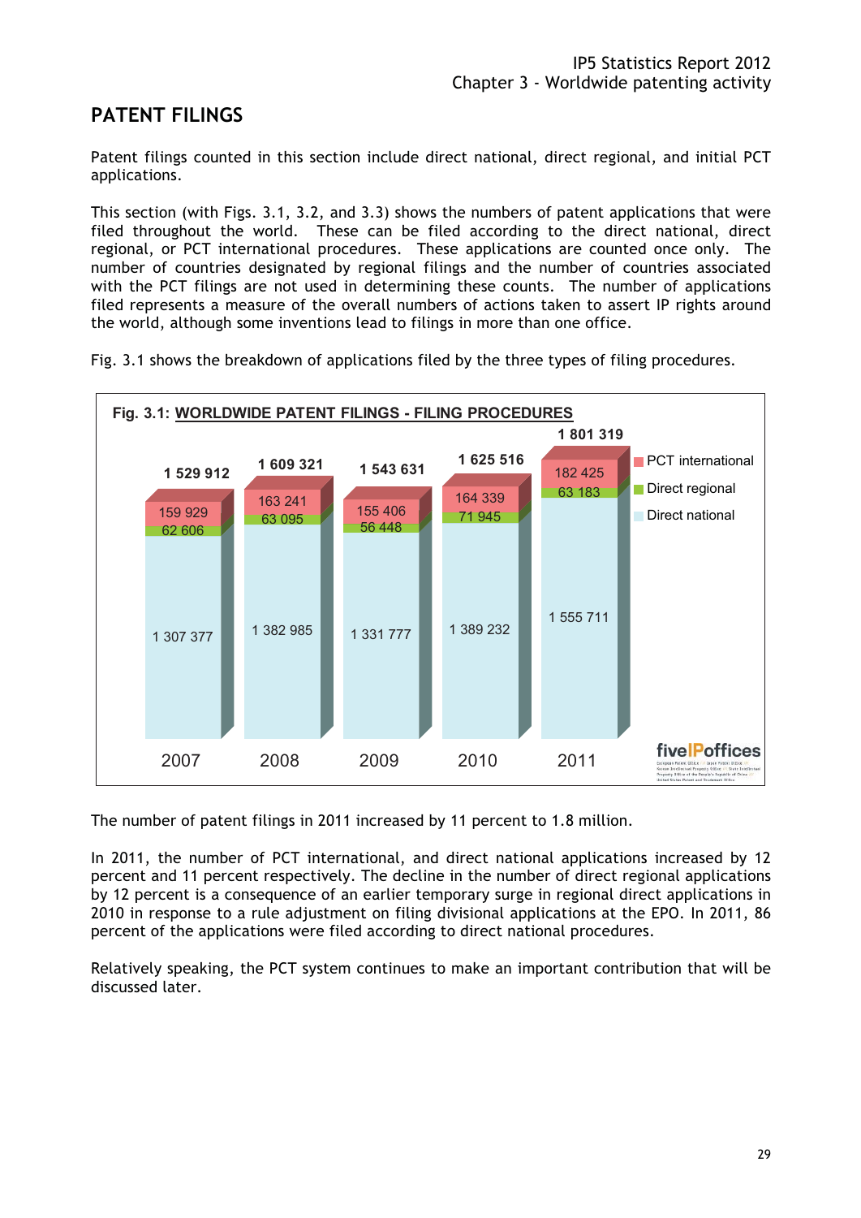## PATENT FILINGS

Patent filings counted in this section include direct national, direct regional, and initial PCT applications.

This section (with Figs. 3.1, 3.2, and 3.3) shows the numbers of patent applications that were filed throughout the world. These can be filed according to the direct national, direct regional, or PCT international procedures. These applications are counted once only. The number of countries designated by regional filings and the number of countries associated with the PCT filings are not used in determining these counts. The number of applications filed represents a measure of the overall numbers of actions taken to assert IP rights around the world, although some inventions lead to filings in more than one office.

Fig. 3.1 shows the breakdown of applications filed by the three types of filing procedures.

**Fig. 3.1: WORLDWIDE PATENT FILINGS - FILING PROCEDURES**

| | 2007 | 2008 | 2009 | 2010 | 2011 |
|---|---|---|---|---|---|
| PCT international | 159 929 | 163 241 | 155 406 | 164 339 | 182 425 |
| Direct regional | 62 606 | 63 095 | 56 448 | 71 945 | 63 183 |
| Direct national | 1 307 377 | 1 382 985 | 1 331 777 | 1 389 232 | 1 555 711 |
| Total | 1 529 912 | 1 609 321 | 1 543 631 | 1 625 516 | 1 801 319 |

The number of patent filings in 2011 increased by 11 percent to 1.8 million.

In 2011, the number of PCT international, and direct national applications increased by 12 percent and 11 percent respectively. The decline in the number of direct regional applications by 12 percent is a consequence of an earlier temporary surge in regional direct applications in 2010 in response to a rule adjustment on filing divisional applications at the EPO. In 2011, 86 percent of the applications were filed according to direct national procedures.

Relatively speaking, the PCT system continues to make an important contribution that will be discussed later.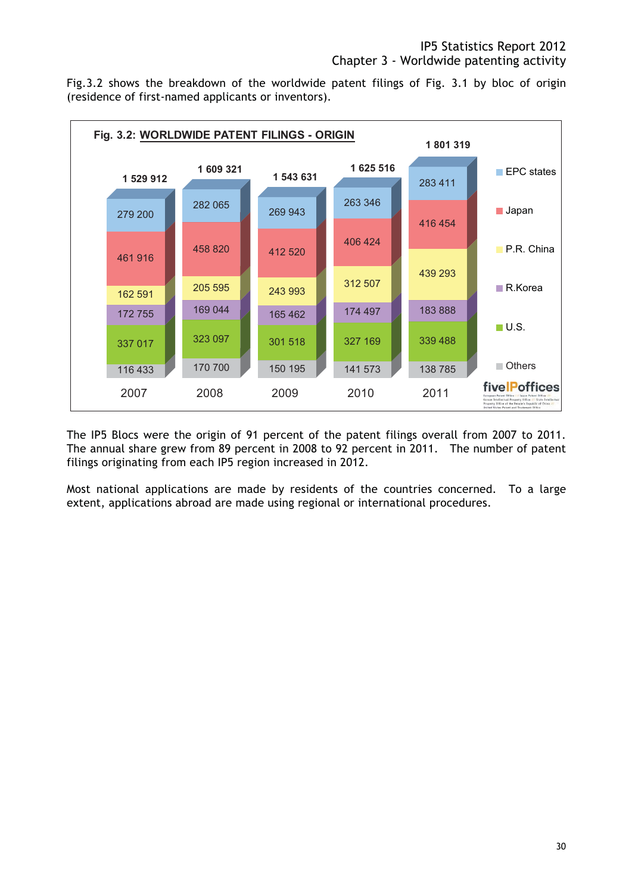Fig.3.2 shows the breakdown of the worldwide patent filings of Fig. 3.1 by bloc of origin (residence of first-named applicants or inventors).

**Fig. 3.2: WORLDWIDE PATENT FILINGS - ORIGIN**

| | 2007 | 2008 | 2009 | 2010 | 2011 |
|---|---|---|---|---|---|
| EPC states | 279 200 | 282 065 | 269 943 | 263 346 | 283 411 |
| Japan | 461 916 | 458 820 | 412 520 | 406 424 | 416 454 |
| P.R. China | 162 591 | 205 595 | 243 993 | 312 507 | 439 293 |
| R.Korea | 172 755 | 169 044 | 165 462 | 174 497 | 183 888 |
| U.S. | 337 017 | 323 097 | 301 518 | 327 169 | 339 488 |
| Others | 116 433 | 170 700 | 150 195 | 141 573 | 138 785 |
| Total | 1 529 912 | 1 609 321 | 1 543 631 | 1 625 516 | 1 801 319 |

The IP5 Blocs were the origin of 91 percent of the patent filings overall from 2007 to 2011. The annual share grew from 89 percent in 2008 to 92 percent in 2011. The number of patent filings originating from each IP5 region increased in 2012.

Most national applications are made by residents of the countries concerned. To a large extent, applications abroad are made using regional or international procedures.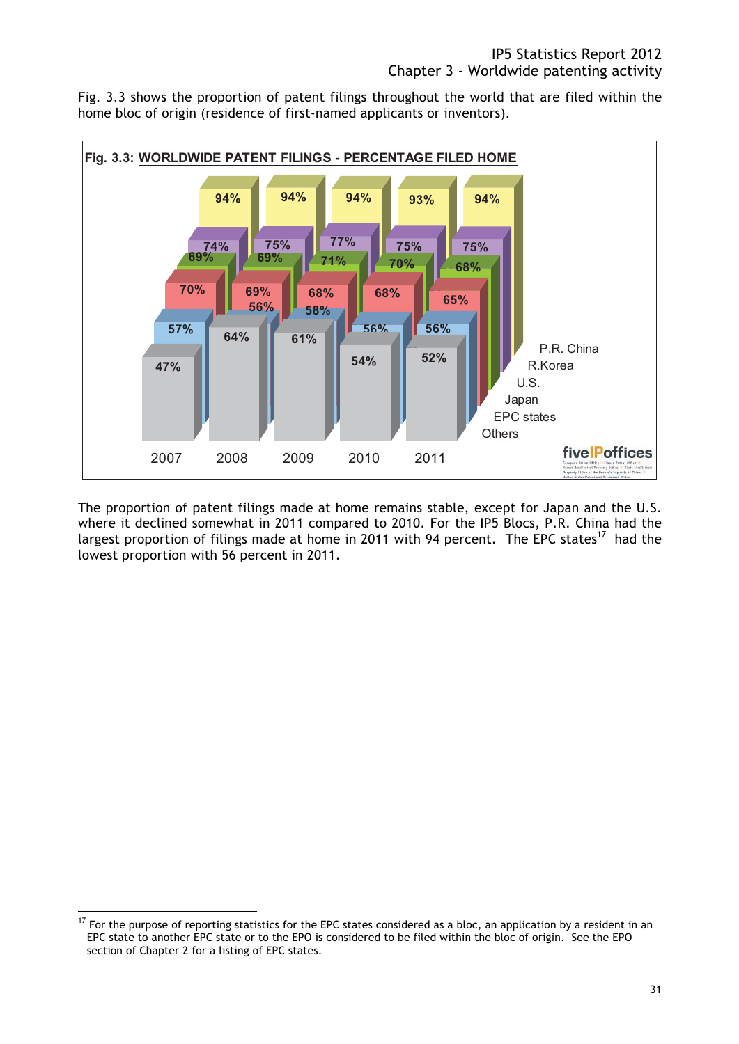Fig. 3.3 shows the proportion of patent filings throughout the world that are filed within the home bloc of origin (residence of first-named applicants or inventors).

**Fig. 3.3: WORLDWIDE PATENT FILINGS - PERCENTAGE FILED HOME**

| | 2007 | 2008 | 2009 | 2010 | 2011 |
|---|---|---|---|---|---|
| P.R. China | 94% | 94% | 94% | 93% | 94% |
| R.Korea | 74% | 75% | 77% | 75% | 75% |
| U.S. | 69% | 69% | 71% | 70% | 68% |
| Japan | 70% | 69% | 68% | 68% | 65% |
| EPC states | 57% | 56% | 58% | 56% | 56% |
| Others | 47% | 64% | 61% | 54% | 52% |

The proportion of patent filings made at home remains stable, except for Japan and the U.S. where it declined somewhat in 2011 compared to 2010. For the IP5 Blocs, P.R. China had the largest proportion of filings made at home in 2011 with 94 percent. The EPC states[17] had the lowest proportion with 56 percent in 2011.

[17] For the purpose of reporting statistics for the EPC states considered as a bloc, an application by a resident in an EPC state to another EPC state or to the EPO is considered to be filed within the bloc of origin. See the EPO section of Chapter 2 for a listing of EPC states.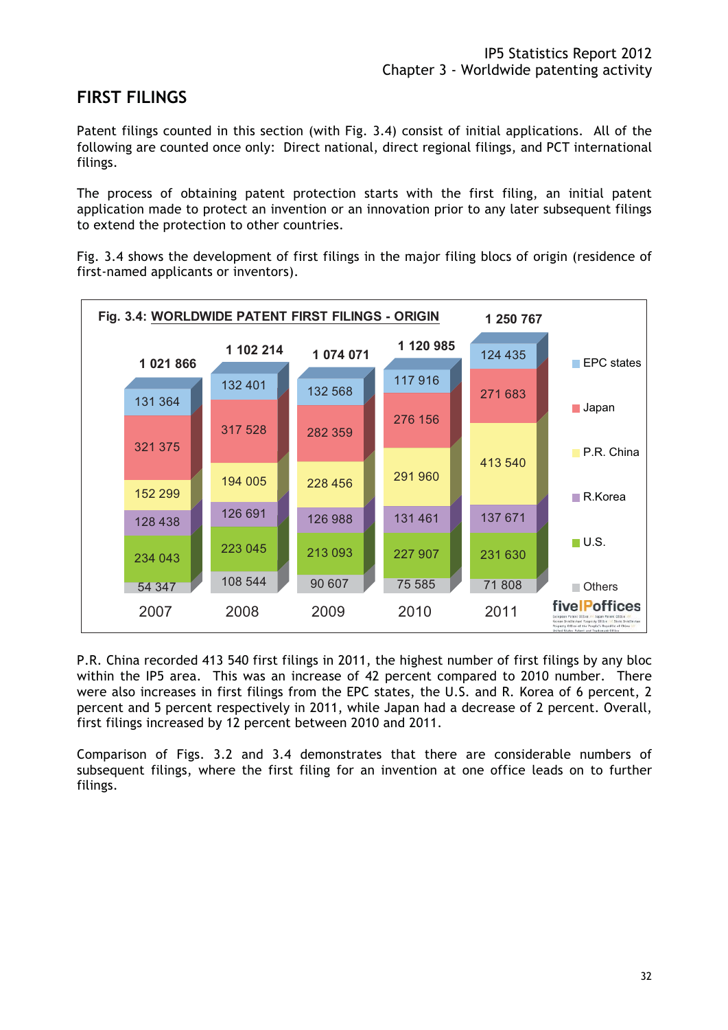## FIRST FILINGS

Patent filings counted in this section (with Fig. 3.4) consist of initial applications. All of the following are counted once only: Direct national, direct regional filings, and PCT international filings.

The process of obtaining patent protection starts with the first filing, an initial patent application made to protect an invention or an innovation prior to any later subsequent filings to extend the protection to other countries.

Fig. 3.4 shows the development of first filings in the major filing blocs of origin (residence of first-named applicants or inventors).

**Fig. 3.4: WORLDWIDE PATENT FIRST FILINGS - ORIGIN**

| | 2007 | 2008 | 2009 | 2010 | 2011 |
|---|---|---|---|---|---|
| EPC states | 131 364 | 132 401 | 132 568 | 117 916 | 124 435 |
| Japan | 321 375 | 317 528 | 282 359 | 276 156 | 271 683 |
| P.R. China | 152 299 | 194 005 | 228 456 | 291 960 | 413 540 |
| R.Korea | 128 438 | 126 691 | 126 988 | 131 461 | 137 671 |
| U.S. | 234 043 | 223 045 | 213 093 | 227 907 | 231 630 |
| Others | 54 347 | 108 544 | 90 607 | 75 585 | 71 808 |
| Total | 1 021 866 | 1 102 214 | 1 074 071 | 1 120 985 | 1 250 767 |

P.R. China recorded 413 540 first filings in 2011, the highest number of first filings by any bloc within the IP5 area. This was an increase of 42 percent compared to 2010 number. There were also increases in first filings from the EPC states, the U.S. and R. Korea of 6 percent, 2 percent and 5 percent respectively in 2011, while Japan had a decrease of 2 percent. Overall, first filings increased by 12 percent between 2010 and 2011.

Comparison of Figs. 3.2 and 3.4 demonstrates that there are considerable numbers of subsequent filings, where the first filing for an invention at one office leads on to further filings.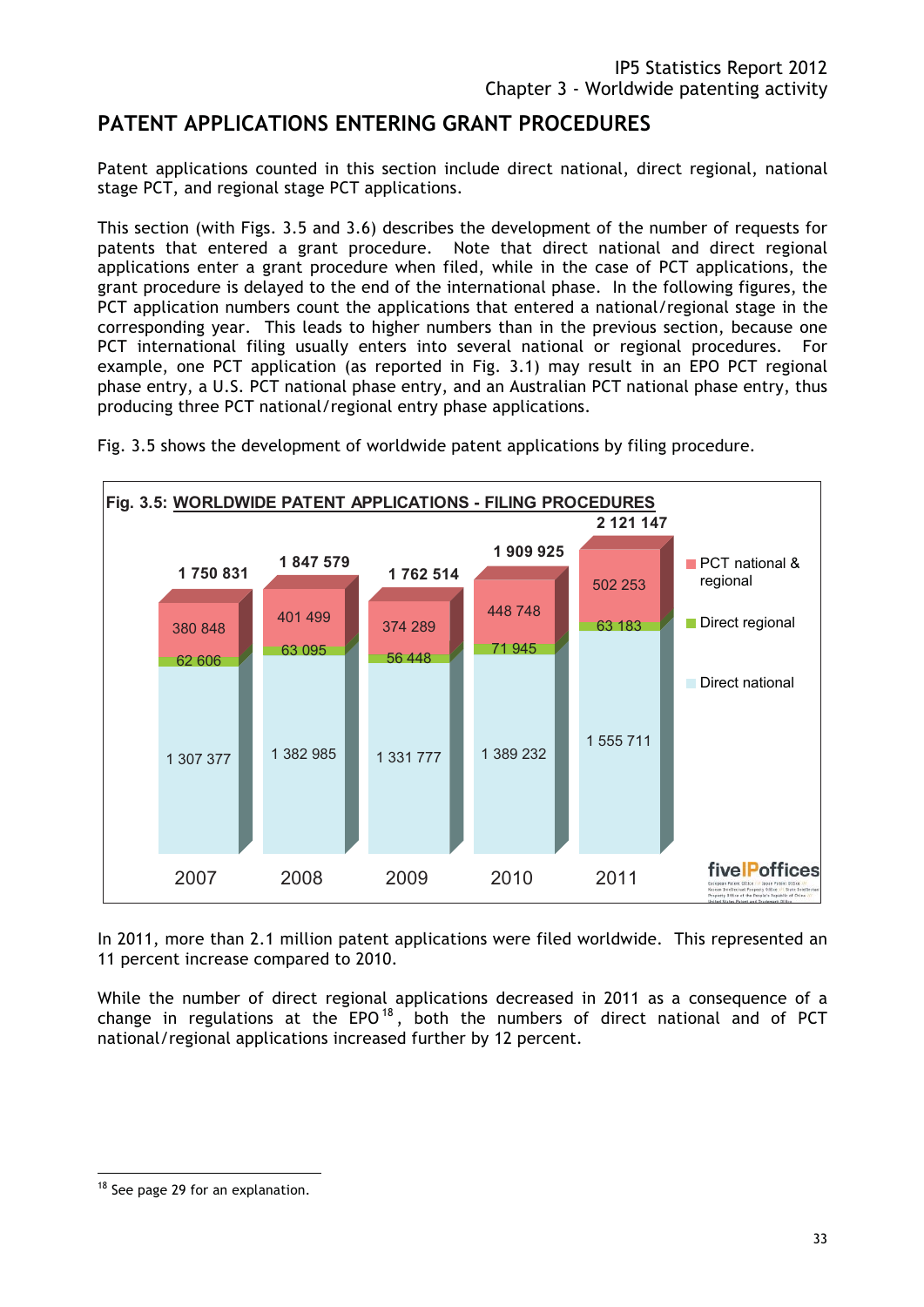## PATENT APPLICATIONS ENTERING GRANT PROCEDURES

Patent applications counted in this section include direct national, direct regional, national stage PCT, and regional stage PCT applications.

This section (with Figs. 3.5 and 3.6) describes the development of the number of requests for patents that entered a grant procedure. Note that direct national and direct regional applications enter a grant procedure when filed, while in the case of PCT applications, the grant procedure is delayed to the end of the international phase. In the following figures, the PCT application numbers count the applications that entered a national/regional stage in the corresponding year. This leads to higher numbers than in the previous section, because one PCT international filing usually enters into several national or regional procedures. For example, one PCT application (as reported in Fig. 3.1) may result in an EPO PCT regional phase entry, a U.S. PCT national phase entry, and an Australian PCT national phase entry, thus producing three PCT national/regional entry phase applications.

Fig. 3.5 shows the development of worldwide patent applications by filing procedure.

**Fig. 3.5: WORLDWIDE PATENT APPLICATIONS - FILING PROCEDURES**

| | 2007 | 2008 | 2009 | 2010 | 2011 |
|---|---|---|---|---|---|
| PCT national & regional | 380 848 | 401 499 | 374 289 | 448 748 | 502 253 |
| Direct regional | 62 606 | 63 095 | 56 448 | 71 945 | 63 183 |
| Direct national | 1 307 377 | 1 382 985 | 1 331 777 | 1 389 232 | 1 555 711 |
| Total | 1 750 831 | 1 847 579 | 1 762 514 | 1 909 925 | 2 121 147 |

In 2011, more than 2.1 million patent applications were filed worldwide. This represented an 11 percent increase compared to 2010.

While the number of direct regional applications decreased in 2011 as a consequence of a change in regulations at the EPO[18], both the numbers of direct national and of PCT national/regional applications increased further by 12 percent.

[18] See page 29 for an explanation.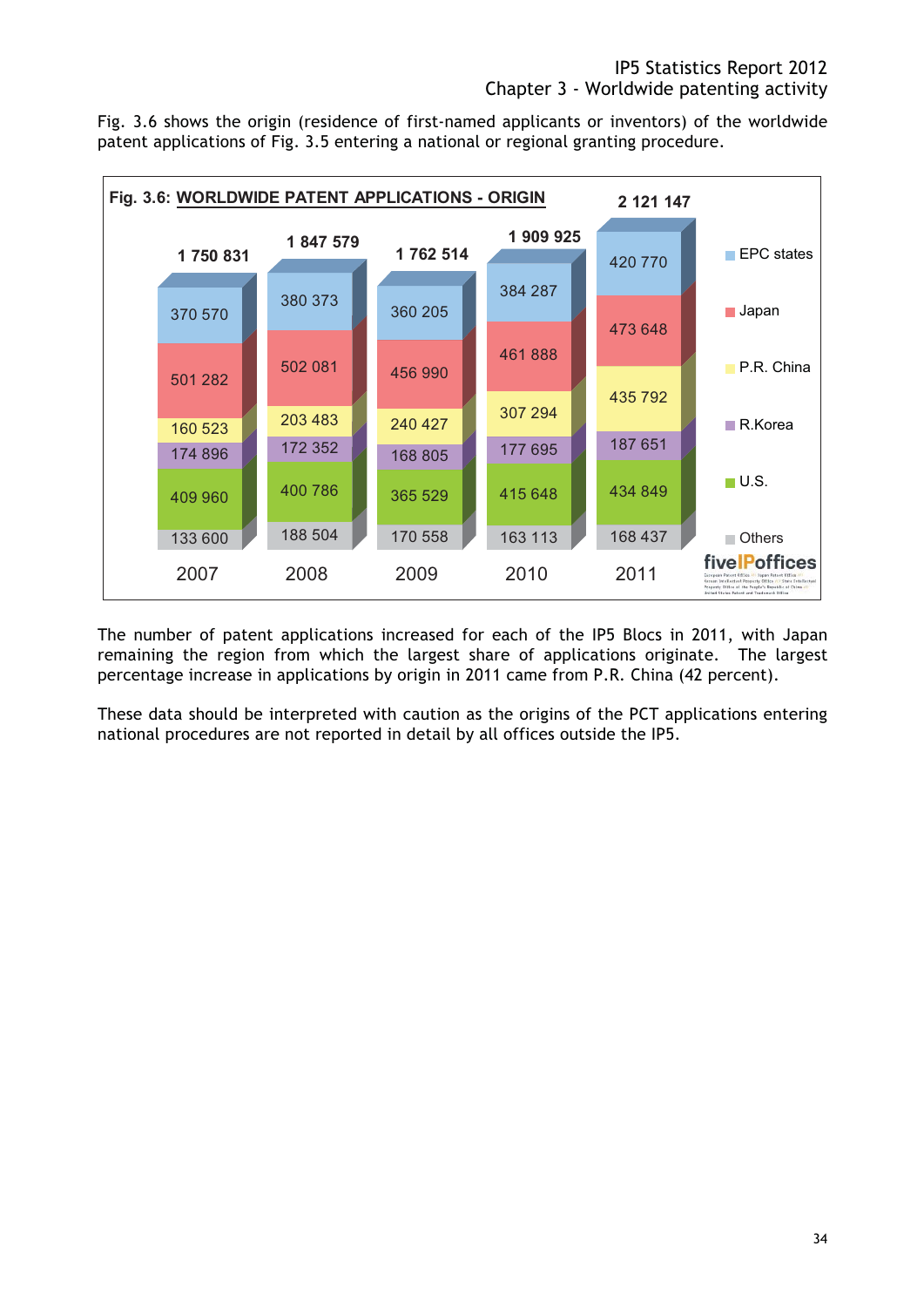Fig. 3.6 shows the origin (residence of first-named applicants or inventors) of the worldwide patent applications of Fig. 3.5 entering a national or regional granting procedure.

**Fig. 3.6: WORLDWIDE PATENT APPLICATIONS - ORIGIN**

| | 2007 | 2008 | 2009 | 2010 | 2011 |
|---|---|---|---|---|---|
| EPC states | 370 570 | 380 373 | 360 205 | 384 287 | 420 770 |
| Japan | 501 282 | 502 081 | 456 990 | 461 888 | 473 648 |
| P.R. China | 160 523 | 203 483 | 240 427 | 307 294 | 435 792 |
| R.Korea | 174 896 | 172 352 | 168 805 | 177 695 | 187 651 |
| U.S. | 409 960 | 400 786 | 365 529 | 415 648 | 434 849 |
| Others | 133 600 | 188 504 | 170 558 | 163 113 | 168 437 |
| Total | 1 750 831 | 1 847 579 | 1 762 514 | 1 909 925 | 2 121 147 |

The number of patent applications increased for each of the IP5 Blocs in 2011, with Japan remaining the region from which the largest share of applications originate. The largest percentage increase in applications by origin in 2011 came from P.R. China (42 percent).

These data should be interpreted with caution as the origins of the PCT applications entering national procedures are not reported in detail by all offices outside the IP5.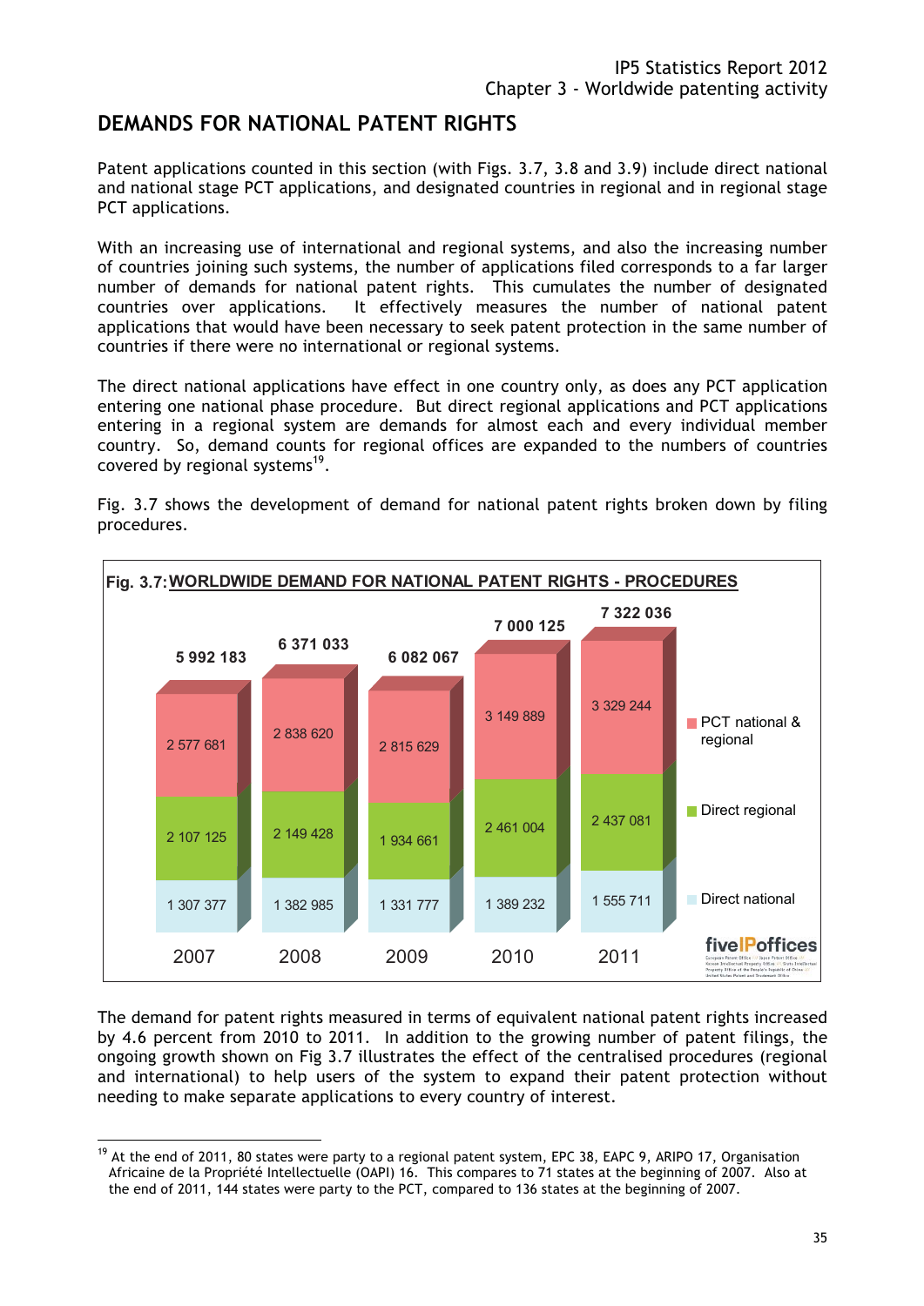## DEMANDS FOR NATIONAL PATENT RIGHTS

Patent applications counted in this section (with Figs. 3.7, 3.8 and 3.9) include direct national and national stage PCT applications, and designated countries in regional and in regional stage PCT applications.

With an increasing use of international and regional systems, and also the increasing number of countries joining such systems, the number of applications filed corresponds to a far larger number of demands for national patent rights. This cumulates the number of designated countries over applications. It effectively measures the number of national patent applications that would have been necessary to seek patent protection in the same number of countries if there were no international or regional systems.

The direct national applications have effect in one country only, as does any PCT application entering one national phase procedure. But direct regional applications and PCT applications entering in a regional system are demands for almost each and every individual member country. So, demand counts for regional offices are expanded to the numbers of countries covered by regional systems[19].

Fig. 3.7 shows the development of demand for national patent rights broken down by filing procedures.

**Fig. 3.7: WORLDWIDE DEMAND FOR NATIONAL PATENT RIGHTS - PROCEDURES**

| | 2007 | 2008 | 2009 | 2010 | 2011 |
|---|---|---|---|---|---|
| PCT national & regional | 2 577 681 | 2 838 620 | 2 815 629 | 3 149 889 | 3 329 244 |
| Direct regional | 2 107 125 | 2 149 428 | 1 934 661 | 2 461 004 | 2 437 081 |
| Direct national | 1 307 377 | 1 382 985 | 1 331 777 | 1 389 232 | 1 555 711 |
| Total | 5 992 183 | 6 371 033 | 6 082 067 | 7 000 125 | 7 322 036 |

The demand for patent rights measured in terms of equivalent national patent rights increased by 4.6 percent from 2010 to 2011. In addition to the growing number of patent filings, the ongoing growth shown on Fig 3.7 illustrates the effect of the centralised procedures (regional and international) to help users of the system to expand their patent protection without needing to make separate applications to every country of interest.

[19] At the end of 2011, 80 states were party to a regional patent system, EPC 38, EAPC 9, ARIPO 17, Organisation Africaine de la Propriété Intellectuelle (OAPI) 16. This compares to 71 states at the beginning of 2007. Also at the end of 2011, 144 states were party to the PCT, compared to 136 states at the beginning of 2007.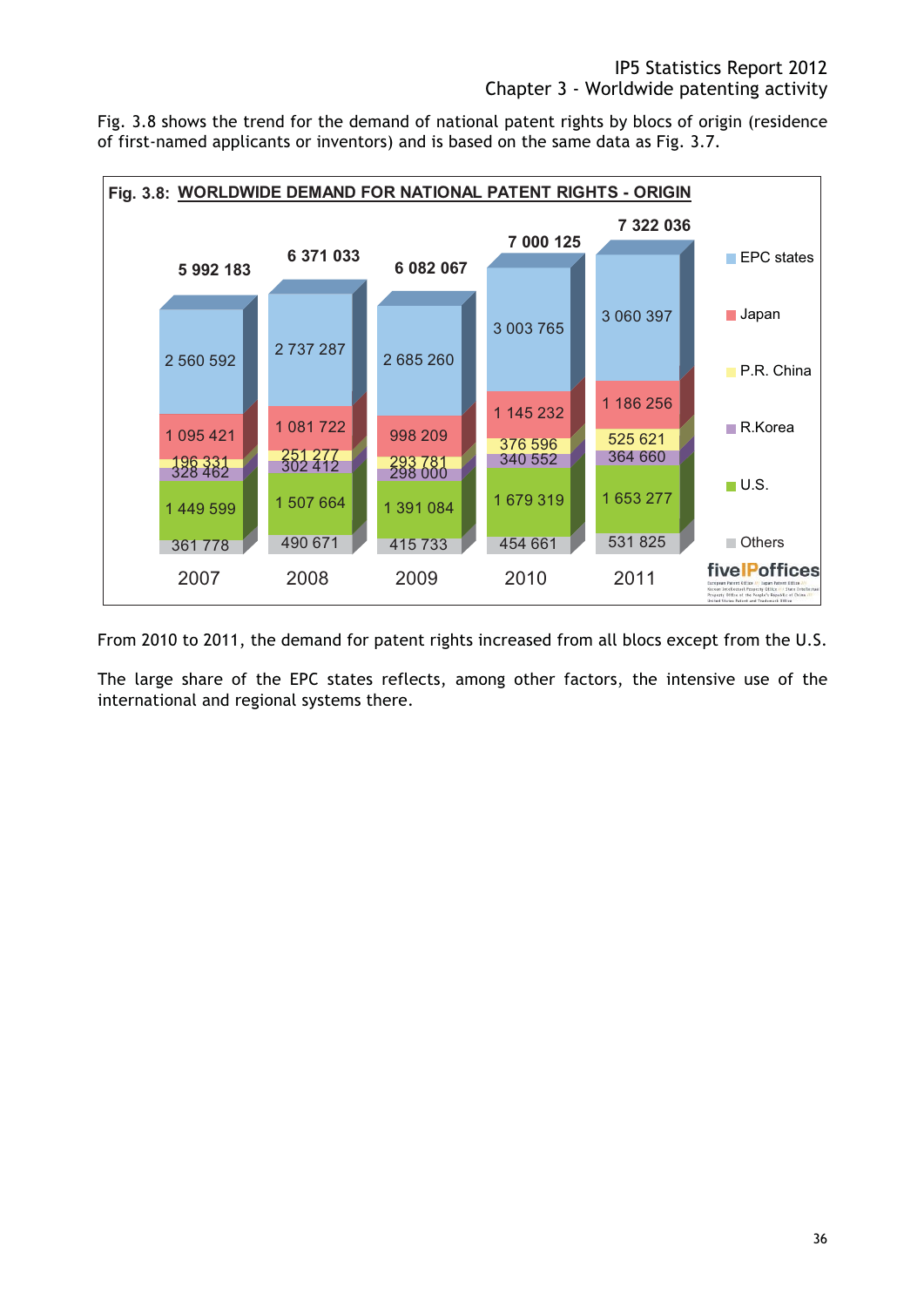Fig. 3.8 shows the trend for the demand of national patent rights by blocs of origin (residence of first-named applicants or inventors) and is based on the same data as Fig. 3.7.

**Fig. 3.8: WORLDWIDE DEMAND FOR NATIONAL PATENT RIGHTS - ORIGIN**

| | 2007 | 2008 | 2009 | 2010 | 2011 |
|---|---|---|---|---|---|
| EPC states | 2 560 592 | 2 737 287 | 2 685 260 | 3 003 765 | 3 060 397 |
| Japan | 1 095 421 | 1 081 722 | 998 209 | 1 145 232 | 1 186 256 |
| P.R. China | 196 331 | 251 277 | 293 781 | 376 596 | 525 621 |
| R.Korea | 328 462 | 302 412 | 298 000 | 340 552 | 364 660 |
| U.S. | 1 449 599 | 1 507 664 | 1 391 084 | 1 679 319 | 1 653 277 |
| Others | 361 778 | 490 671 | 415 733 | 454 661 | 531 825 |
| Total | 5 992 183 | 6 371 033 | 6 082 067 | 7 000 125 | 7 322 036 |

From 2010 to 2011, the demand for patent rights increased from all blocs except from the U.S.

The large share of the EPC states reflects, among other factors, the intensive use of the international and regional systems there.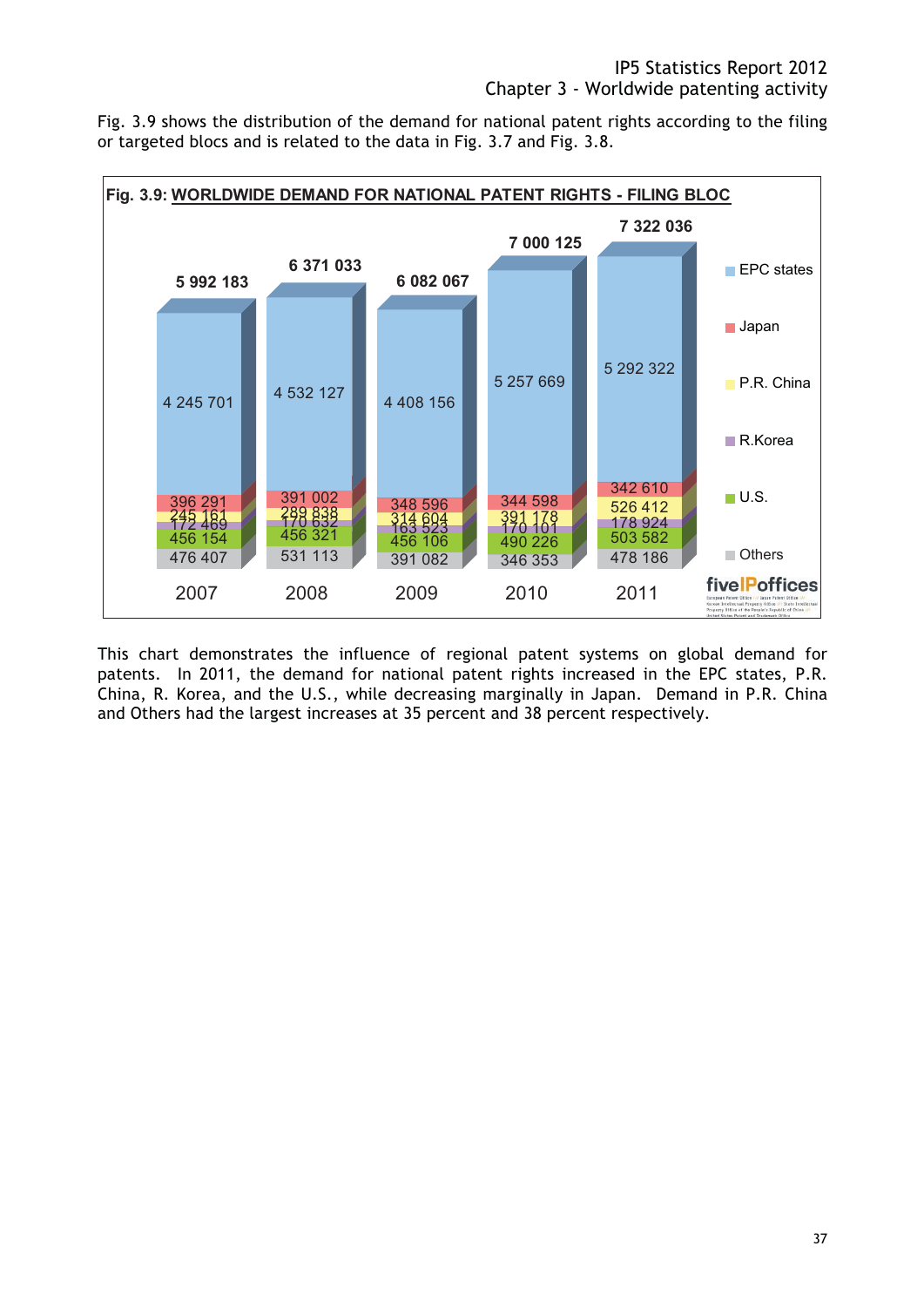Fig. 3.9 shows the distribution of the demand for national patent rights according to the filing or targeted blocs and is related to the data in Fig. 3.7 and Fig. 3.8.

**Fig. 3.9: WORLDWIDE DEMAND FOR NATIONAL PATENT RIGHTS - FILING BLOC**

| | 2007 | 2008 | 2009 | 2010 | 2011 |
|---|---|---|---|---|---|
| EPC states | 4 245 701 | 4 532 127 | 4 408 156 | 5 257 669 | 5 292 322 |
| Japan | 396 291 | 391 002 | 348 596 | 344 598 | 342 610 |
| P.R. China | 245 161 | 289 838 | 314 604 | 391 178 | 526 412 |
| R.Korea | 172 469 | 170 632 | 163 523 | 170 101 | 178 924 |
| U.S. | 456 154 | 456 321 | 456 106 | 490 226 | 503 582 |
| Others | 476 407 | 531 113 | 391 082 | 346 353 | 478 186 |
| Total | 5 992 183 | 6 371 033 | 6 082 067 | 7 000 125 | 7 322 036 |

This chart demonstrates the influence of regional patent systems on global demand for patents. In 2011, the demand for national patent rights increased in the EPC states, P.R. China, R. Korea, and the U.S., while decreasing marginally in Japan. Demand in P.R. China and Others had the largest increases at 35 percent and 38 percent respectively.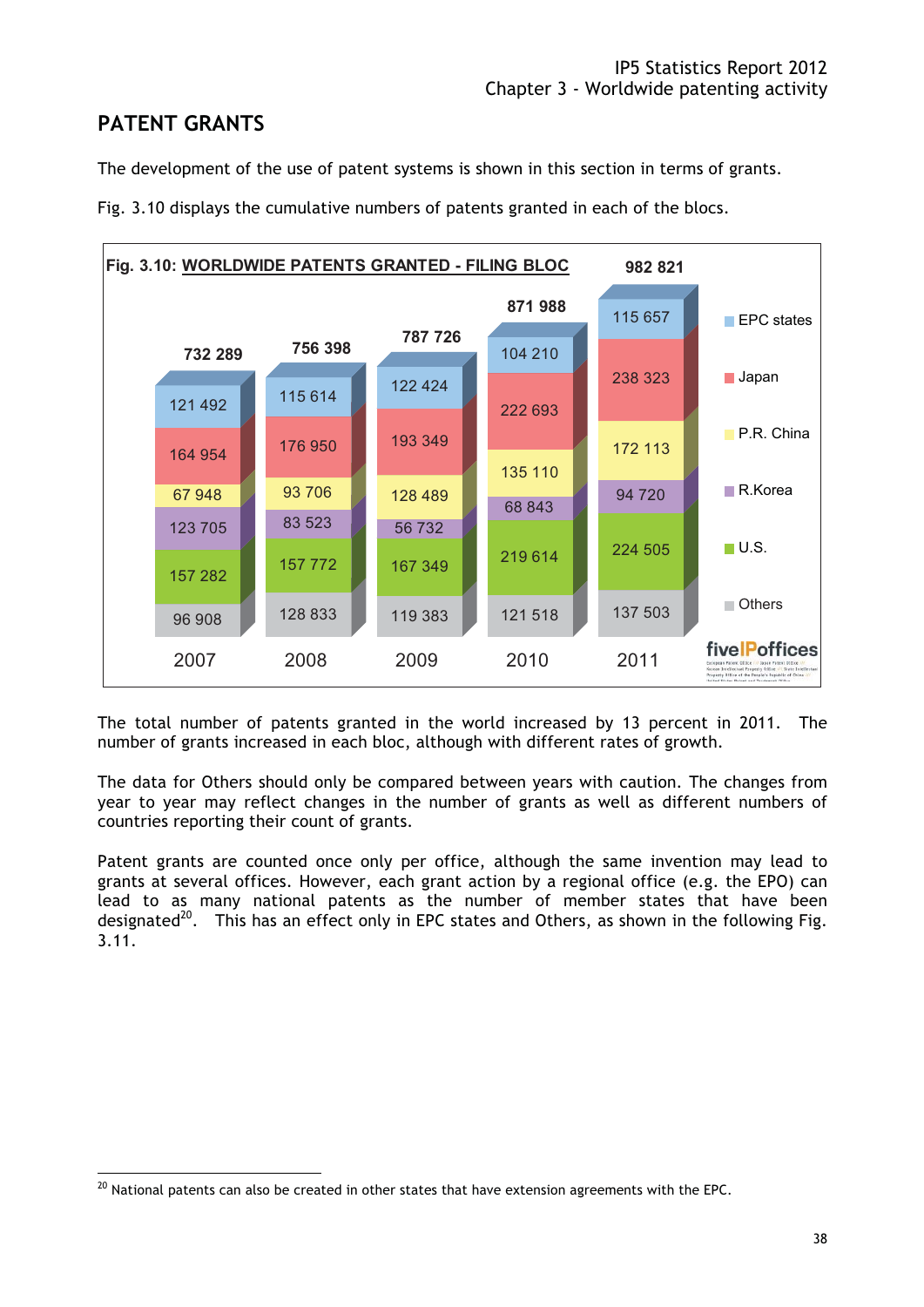## PATENT GRANTS

The development of the use of patent systems is shown in this section in terms of grants.

Fig. 3.10 displays the cumulative numbers of patents granted in each of the blocs.

**Fig. 3.10: WORLDWIDE PATENTS GRANTED - FILING BLOC**

| | 2007 | 2008 | 2009 | 2010 | 2011 |
|---|---|---|---|---|---|
| EPC states | 121 492 | 115 614 | 122 424 | 104 210 | 115 657 |
| Japan | 164 954 | 176 950 | 193 349 | 222 693 | 238 323 |
| P.R. China | 67 948 | 93 706 | 128 489 | 135 110 | 172 113 |
| R.Korea | 123 705 | 83 523 | 56 732 | 68 843 | 94 720 |
| U.S. | 157 282 | 157 772 | 167 349 | 219 614 | 224 505 |
| Others | 96 908 | 128 833 | 119 383 | 121 518 | 137 503 |
| Total | 732 289 | 756 398 | 787 726 | 871 988 | 982 821 |

The total number of patents granted in the world increased by 13 percent in 2011. The number of grants increased in each bloc, although with different rates of growth.

The data for Others should only be compared between years with caution. The changes from year to year may reflect changes in the number of grants as well as different numbers of countries reporting their count of grants.

Patent grants are counted once only per office, although the same invention may lead to grants at several offices. However, each grant action by a regional office (e.g. the EPO) can lead to as many national patents as the number of member states that have been designated[20]. This has an effect only in EPC states and Others, as shown in the following Fig. 3.11.

[20] National patents can also be created in other states that have extension agreements with the EPC.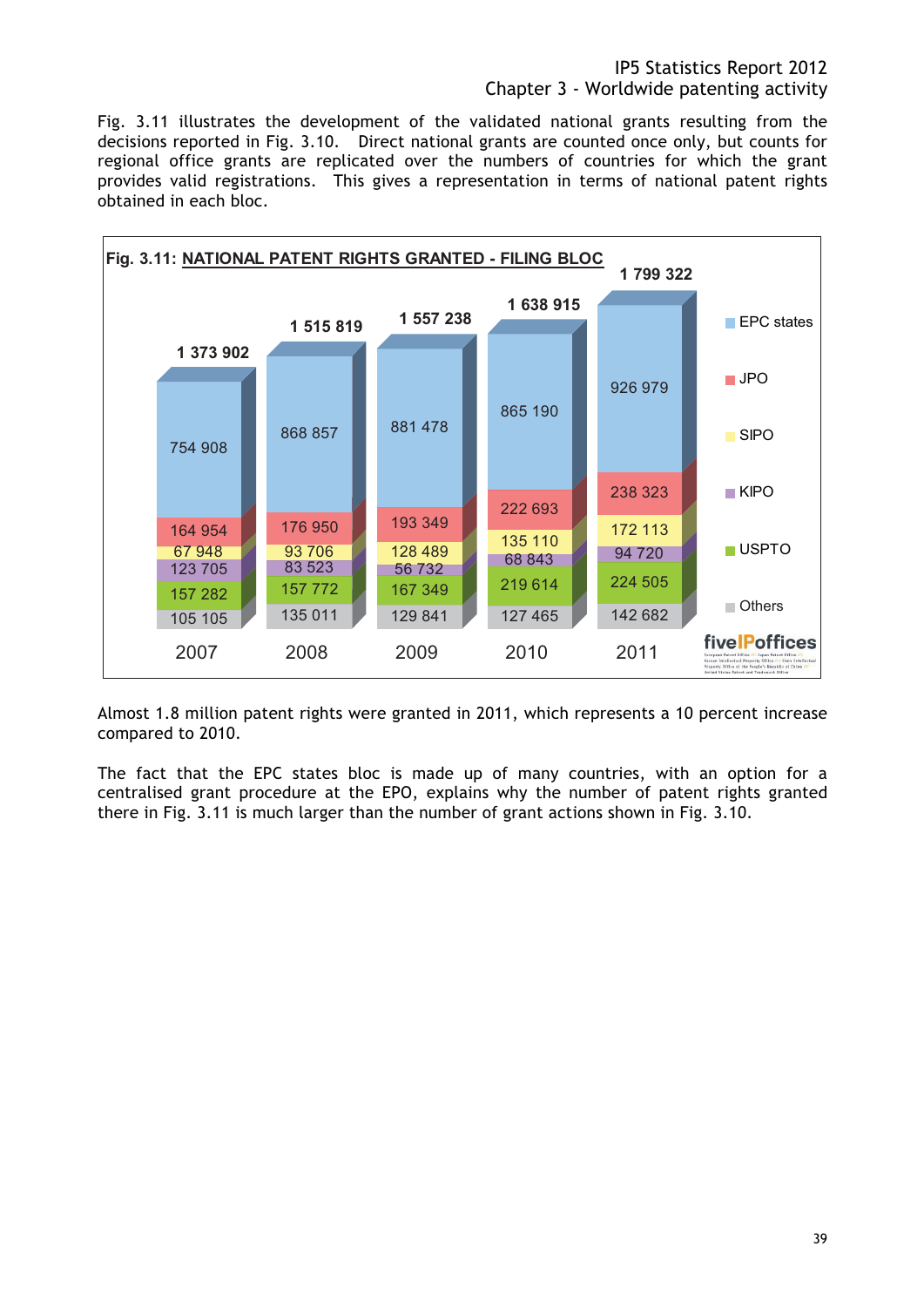Fig. 3.11 illustrates the development of the validated national grants resulting from the decisions reported in Fig. 3.10. Direct national grants are counted once only, but counts for regional office grants are replicated over the numbers of countries for which the grant provides valid registrations. This gives a representation in terms of national patent rights obtained in each bloc.

**Fig. 3.11: NATIONAL PATENT RIGHTS GRANTED - FILING BLOC**

| | 2007 | 2008 | 2009 | 2010 | 2011 |
|---|---|---|---|---|---|
| EPC states | 754 908 | 868 857 | 881 478 | 865 190 | 926 979 |
| JPO | 164 954 | 176 950 | 193 349 | 222 693 | 238 323 |
| SIPO | 67 948 | 93 706 | 128 489 | 135 110 | 172 113 |
| KIPO | 123 705 | 83 523 | 56 732 | 68 843 | 94 720 |
| USPTO | 157 282 | 157 772 | 167 349 | 219 614 | 224 505 |
| Others | 105 105 | 135 011 | 129 841 | 127 465 | 142 682 |
| Total | 1 373 902 | 1 515 819 | 1 557 238 | 1 638 915 | 1 799 322 |

Almost 1.8 million patent rights were granted in 2011, which represents a 10 percent increase compared to 2010.

The fact that the EPC states bloc is made up of many countries, with an option for a centralised grant procedure at the EPO, explains why the number of patent rights granted there in Fig. 3.11 is much larger than the number of grant actions shown in Fig. 3.10.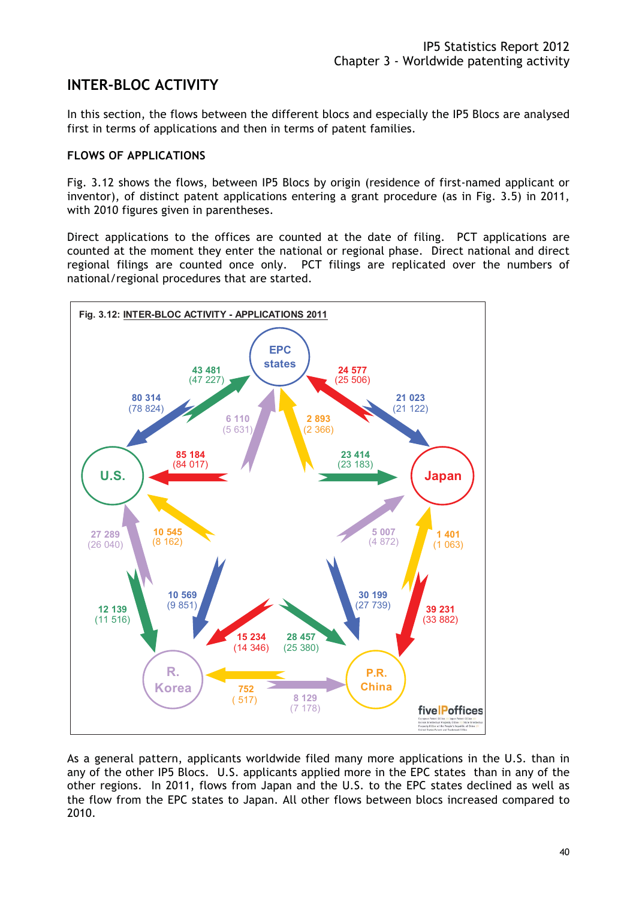## INTER-BLOC ACTIVITY

In this section, the flows between the different blocs and especially the IP5 Blocs are analysed first in terms of applications and then in terms of patent families.

### FLOWS OF APPLICATIONS

Fig. 3.12 shows the flows, between IP5 Blocs by origin (residence of first-named applicant or inventor), of distinct patent applications entering a grant procedure (as in Fig. 3.5) in 2011, with 2010 figures given in parentheses.

Direct applications to the offices are counted at the date of filing. PCT applications are counted at the moment they enter the national or regional phase. Direct national and direct regional filings are counted once only. PCT filings are replicated over the numbers of national/regional procedures that are started.

Fig. 3.12: INTER-BLOC ACTIVITY - APPLICATIONS 2011

As a general pattern, applicants worldwide filed many more applications in the U.S. than in any of the other IP5 Blocs. U.S. applicants applied more in the EPC states than in any of the other regions. In 2011, flows from Japan and the U.S. to the EPC states declined as well as the flow from the EPC states to Japan. All other flows between blocs increased compared to 2010.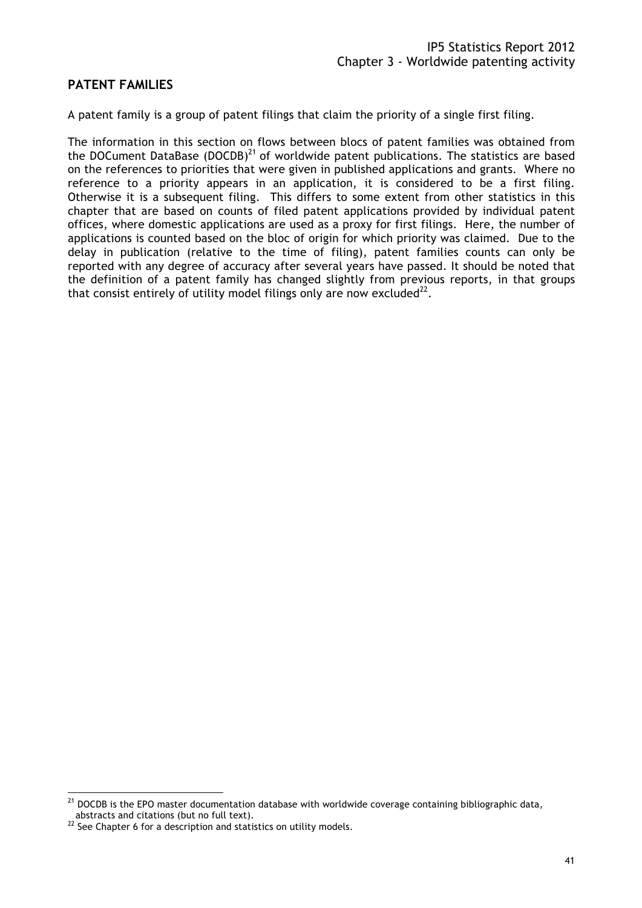## PATENT FAMILIES

A patent family is a group of patent filings that claim the priority of a single first filing.

The information in this section on flows between blocs of patent families was obtained from the DOCument DataBase (DOCDB)[21] of worldwide patent publications. The statistics are based on the references to priorities that were given in published applications and grants. Where no reference to a priority appears in an application, it is considered to be a first filing. Otherwise it is a subsequent filing. This differs to some extent from other statistics in this chapter that are based on counts of filed patent applications provided by individual patent offices, where domestic applications are used as a proxy for first filings. Here, the number of applications is counted based on the bloc of origin for which priority was claimed. Due to the delay in publication (relative to the time of filing), patent families counts can only be reported with any degree of accuracy after several years have passed. It should be noted that the definition of a patent family has changed slightly from previous reports, in that groups that consist entirely of utility model filings only are now excluded[22].

[21] DOCDB is the EPO master documentation database with worldwide coverage containing bibliographic data, abstracts and citations (but no full text).

[22] See Chapter 6 for a description and statistics on utility models.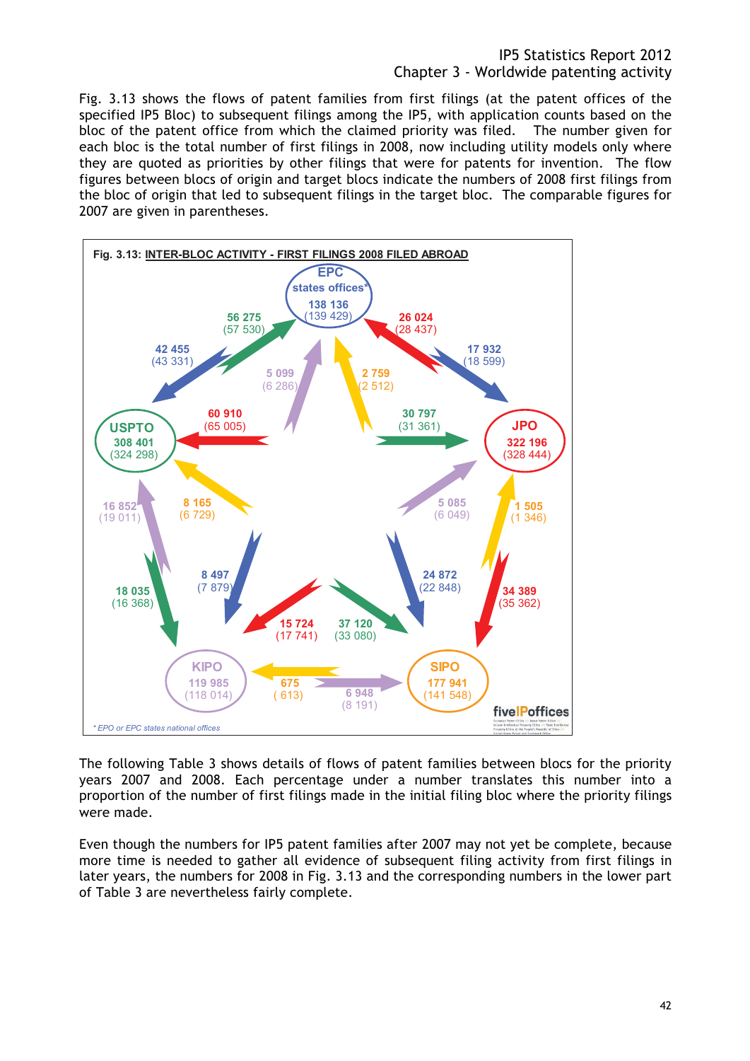Fig. 3.13 shows the flows of patent families from first filings (at the patent offices of the specified IP5 Bloc) to subsequent filings among the IP5, with application counts based on the bloc of the patent office from which the claimed priority was filed. The number given for each bloc is the total number of first filings in 2008, now including utility models only where they are quoted as priorities by other filings that were for patents for invention. The flow figures between blocs of origin and target blocs indicate the numbers of 2008 first filings from the bloc of origin that led to subsequent filings in the target bloc. The comparable figures for 2007 are given in parentheses.

**Fig. 3.13: INTER-BLOC ACTIVITY - FIRST FILINGS 2008 FILED ABROAD**

*\* EPO or EPC states national offices*

The following Table 3 shows details of flows of patent families between blocs for the priority years 2007 and 2008. Each percentage under a number translates this number into a proportion of the number of first filings made in the initial filing bloc where the priority filings were made.

Even though the numbers for IP5 patent families after 2007 may not yet be complete, because more time is needed to gather all evidence of subsequent filing activity from first filings in later years, the numbers for 2008 in Fig. 3.13 and the corresponding numbers in the lower part of Table 3 are nevertheless fairly complete.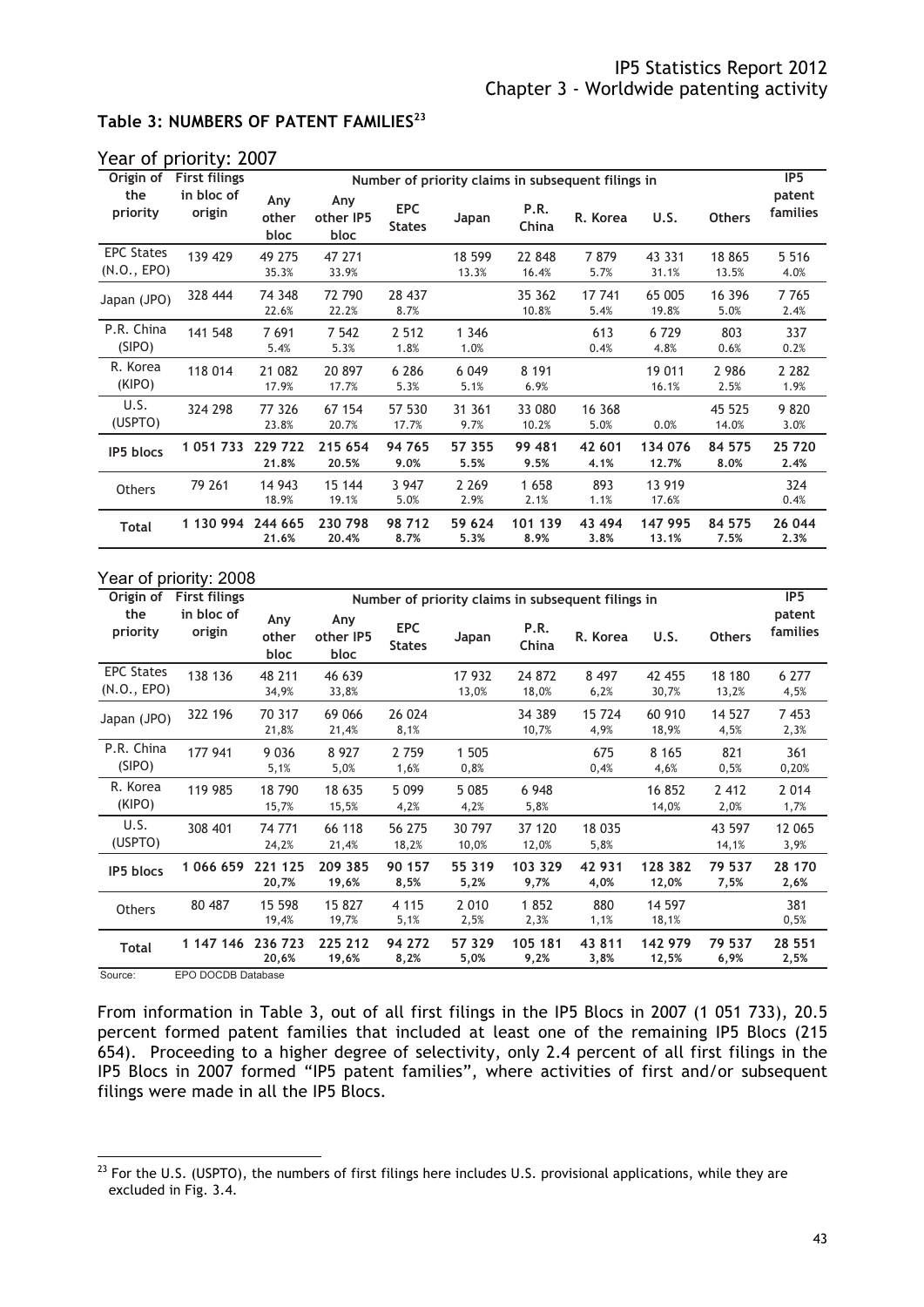## Table 3: NUMBERS OF PATENT FAMILIES[23]

Year of priority: 2007

| Origin of the priority | First filings in bloc of origin | Number of priority claims in subsequent filings in | | | | | | | | IP5 patent families |
|---|---|---|---|---|---|---|---|---|---|---|
| | | Any other bloc | Any other IP5 bloc | EPC States | Japan | P.R. China | R. Korea | U.S. | Others | |
| EPC States (N.O., EPO) | 139 429 | 49 275<br>35.3% | 47 271<br>33.9% | | 18 599<br>13.3% | 22 848<br>16.4% | 7 879<br>5.7% | 43 331<br>31.1% | 18 865<br>13.5% | 5 516<br>4.0% |
| Japan (JPO) | 328 444 | 74 348<br>22.6% | 72 790<br>22.2% | 28 437<br>8.7% | | 35 362<br>10.8% | 17 741<br>5.4% | 65 005<br>19.8% | 16 396<br>5.0% | 7 765<br>2.4% |
| P.R. China (SIPO) | 141 548 | 7 691<br>5.4% | 7 542<br>5.3% | 2 512<br>1.8% | 1 346<br>1.0% | | 613<br>0.4% | 6 729<br>4.8% | 803<br>0.6% | 337<br>0.2% |
| R. Korea (KIPO) | 118 014 | 21 082<br>17.9% | 20 897<br>17.7% | 6 286<br>5.3% | 6 049<br>5.1% | 8 191<br>6.9% | | 19 011<br>16.1% | 2 986<br>2.5% | 2 282<br>1.9% |
| U.S. (USPTO) | 324 298 | 77 326<br>23.8% | 67 154<br>20.7% | 57 530<br>17.7% | 31 361<br>9.7% | 33 080<br>10.2% | 16 368<br>5.0% | 0.0% | 45 525<br>14.0% | 9 820<br>3.0% |
| **IP5 blocs** | **1 051 733** | **229 722**<br>**21.8%** | **215 654**<br>**20.5%** | **94 765**<br>**9.0%** | **57 355**<br>**5.5%** | **99 481**<br>**9.5%** | **42 601**<br>**4.1%** | **134 076**<br>**12.7%** | **84 575**<br>**8.0%** | **25 720**<br>**2.4%** |
| Others | 79 261 | 14 943<br>18.9% | 15 144<br>19.1% | 3 947<br>5.0% | 2 269<br>2.9% | 1 658<br>2.1% | 893<br>1.1% | 13 919<br>17.6% | | 324<br>0.4% |
| **Total** | **1 130 994** | **244 665**<br>**21.6%** | **230 798**<br>**20.4%** | **98 712**<br>**8.7%** | **59 624**<br>**5.3%** | **101 139**<br>**8.9%** | **43 494**<br>**3.8%** | **147 995**<br>**13.1%** | **84 575**<br>**7.5%** | **26 044**<br>**2.3%** |

Year of priority: 2008

| Origin of the priority | First filings in bloc of origin | Number of priority claims in subsequent filings in | | | | | | | | IP5 patent families |
|---|---|---|---|---|---|---|---|---|---|---|
| | | Any other bloc | Any other IP5 bloc | EPC States | Japan | P.R. China | R. Korea | U.S. | Others | |
| EPC States (N.O., EPO) | 138 136 | 48 211<br>34,9% | 46 639<br>33,8% | | 17 932<br>13,0% | 24 872<br>18,0% | 8 497<br>6,2% | 42 455<br>30,7% | 18 180<br>13,2% | 6 277<br>4,5% |
| Japan (JPO) | 322 196 | 70 317<br>21,8% | 69 066<br>21,4% | 26 024<br>8,1% | | 34 389<br>10,7% | 15 724<br>4,9% | 60 910<br>18,9% | 14 527<br>4,5% | 7 453<br>2,3% |
| P.R. China (SIPO) | 177 941 | 9 036<br>5,1% | 8 927<br>5,0% | 2 759<br>1,6% | 1 505<br>0,8% | | 675<br>0,4% | 8 165<br>4,6% | 821<br>0,5% | 361<br>0,20% |
| R. Korea (KIPO) | 119 985 | 18 790<br>15,7% | 18 635<br>15,5% | 5 099<br>4,2% | 5 085<br>4,2% | 6 948<br>5,8% | | 16 852<br>14,0% | 2 412<br>2,0% | 2 014<br>1,7% |
| U.S. (USPTO) | 308 401 | 74 771<br>24,2% | 66 118<br>21,4% | 56 275<br>18,2% | 30 797<br>10,0% | 37 120<br>12,0% | 18 035<br>5,8% | | 43 597<br>14,1% | 12 065<br>3,9% |
| **IP5 blocs** | **1 066 659** | **221 125**<br>**20,7%** | **209 385**<br>**19,6%** | **90 157**<br>**8,5%** | **55 319**<br>**5,2%** | **103 329**<br>**9,7%** | **42 931**<br>**4,0%** | **128 382**<br>**12,0%** | **79 537**<br>**7,5%** | **28 170**<br>**2,6%** |
| Others | 80 487 | 15 598<br>19,4% | 15 827<br>19,7% | 4 115<br>5,1% | 2 010<br>2,5% | 1 852<br>2,3% | 880<br>1,1% | 14 597<br>18,1% | | 381<br>0,5% |
| **Total** | **1 147 146** | **236 723**<br>**20,6%** | **225 212**<br>**19,6%** | **94 272**<br>**8,2%** | **57 329**<br>**5,0%** | **105 181**<br>**9,2%** | **43 811**<br>**3,8%** | **142 979**<br>**12,5%** | **79 537**<br>**6,9%** | **28 551**<br>**2,5%** |

Source: EPO DOCDB Database

From information in Table 3, out of all first filings in the IP5 Blocs in 2007 (1 051 733), 20.5 percent formed patent families that included at least one of the remaining IP5 Blocs (215 654). Proceeding to a higher degree of selectivity, only 2.4 percent of all first filings in the IP5 Blocs in 2007 formed "IP5 patent families", where activities of first and/or subsequent filings were made in all the IP5 Blocs.

[23] For the U.S. (USPTO), the numbers of first filings here includes U.S. provisional applications, while they are excluded in Fig. 3.4.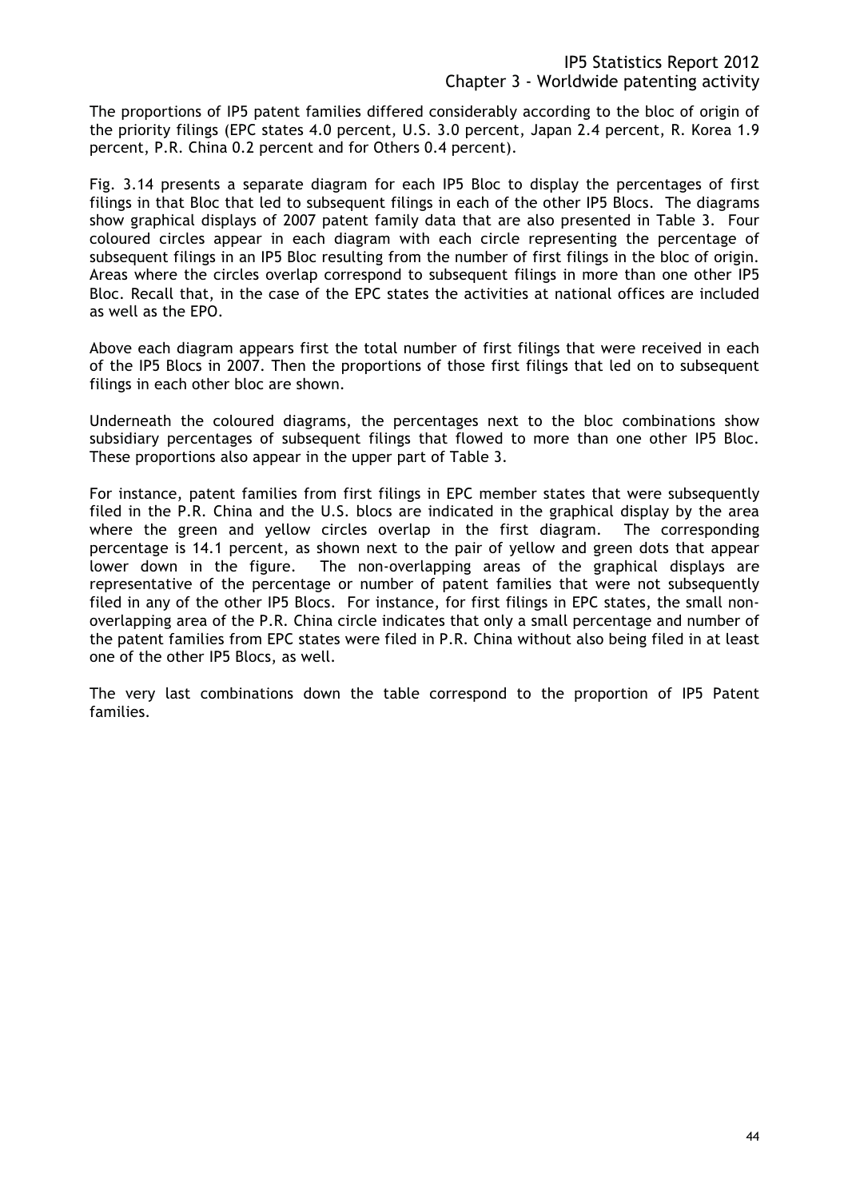The proportions of IP5 patent families differed considerably according to the bloc of origin of the priority filings (EPC states 4.0 percent, U.S. 3.0 percent, Japan 2.4 percent, R. Korea 1.9 percent, P.R. China 0.2 percent and for Others 0.4 percent).

Fig. 3.14 presents a separate diagram for each IP5 Bloc to display the percentages of first filings in that Bloc that led to subsequent filings in each of the other IP5 Blocs. The diagrams show graphical displays of 2007 patent family data that are also presented in Table 3. Four coloured circles appear in each diagram with each circle representing the percentage of subsequent filings in an IP5 Bloc resulting from the number of first filings in the bloc of origin. Areas where the circles overlap correspond to subsequent filings in more than one other IP5 Bloc. Recall that, in the case of the EPC states the activities at national offices are included as well as the EPO.

Above each diagram appears first the total number of first filings that were received in each of the IP5 Blocs in 2007. Then the proportions of those first filings that led on to subsequent filings in each other bloc are shown.

Underneath the coloured diagrams, the percentages next to the bloc combinations show subsidiary percentages of subsequent filings that flowed to more than one other IP5 Bloc. These proportions also appear in the upper part of Table 3.

For instance, patent families from first filings in EPC member states that were subsequently filed in the P.R. China and the U.S. blocs are indicated in the graphical display by the area where the green and yellow circles overlap in the first diagram. The corresponding percentage is 14.1 percent, as shown next to the pair of yellow and green dots that appear lower down in the figure. The non-overlapping areas of the graphical displays are representative of the percentage or number of patent families that were not subsequently filed in any of the other IP5 Blocs. For instance, for first filings in EPC states, the small non-overlapping area of the P.R. China circle indicates that only a small percentage and number of the patent families from EPC states were filed in P.R. China without also being filed in at least one of the other IP5 Blocs, as well.

The very last combinations down the table correspond to the proportion of IP5 Patent families.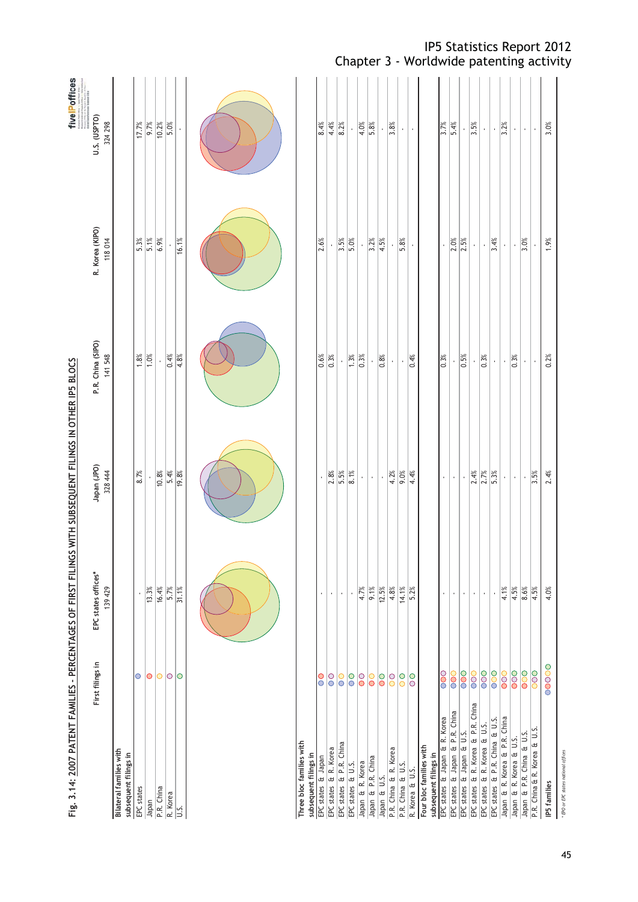## Fig. 3.14: 2007 PATENT FAMILIES - PERCENTAGES OF FIRST FILINGS WITH SUBSEQUENT FILINGS IN OTHER IP5 BLOCS

| | First filings in | EPC states offices* 139 429 | Japan (JPO) 328 444 | P.R. China (SIPO) 141 548 | R. Korea (KIPO) 118 014 | U.S. (USPTO) 324 298 |
|---|---|---|---|---|---|---|
| **Bilateral families with subsequent filings in** | | | | | | |
| EPC states | | - | 8.7% | 1.8% | 5.3% | 17.7% |
| Japan | | 13.3% | - | 1.0% | 5.1% | 9.7% |
| P.R. China | | 16.4% | 10.8% | - | 6.9% | 10.2% |
| R. Korea | | 5.7% | 5.4% | 0.4% | - | 5.0% |
| U.S. | | 31.1% | 19.8% | 4.8% | 16.1% | - |
| **Three bloc families with subsequent filings in** | | | | | | |
| EPC states & Japan | | - | - | 0.6% | 2.6% | 8.4% |
| EPC states & R. Korea | | - | 2.8% | 0.3% | - | 4.4% |
| EPC states & P.R. China | | - | 5.5% | - | 3.5% | 8.2% |
| EPC states & U.S. | | - | 8.1% | 1.3% | 5.0% | - |
| Japan & R. Korea | | 4.7% | - | 0.3% | - | 4.0% |
| Japan & P.R. China | | 9.1% | - | - | 3.2% | 5.8% |
| Japan & U.S. | | 12.5% | - | 0.8% | 4.5% | - |
| P.R. China & R. Korea | | 4.8% | 4.2% | - | - | 3.8% |
| P.R. China & U.S. | | 14.1% | 9.0% | - | 5.8% | - |
| R. Korea & U.S. | | 5.2% | 4.4% | 0.4% | - | - |
| **Four bloc families with subsequent filings in** | | | | | | |
| EPC states & Japan & R. Korea | | - | - | 0.3% | - | 3.7% |
| EPC states & Japan & P.R. China | | - | - | - | 2.0% | 5.4% |
| EPC states & Japan & U.S. | | - | - | 0.5% | 2.5% | - |
| EPC states & R. Korea & P.R. China | | - | 2.4% | - | - | 3.5% |
| EPC states & R. Korea & U.S. | | - | 2.7% | 0.3% | - | - |
| EPC states & P.R. China & U.S. | | - | 5.3% | - | 3.4% | - |
| Japan & R. Korea & P.R. China | | 4.1% | - | - | - | 3.2% |
| Japan & R. Korea & U.S. | | 4.5% | - | 0.3% | - | - |
| Japan & P.R. China & U.S. | | 8.6% | - | - | 3.0% | - |
| P.R. China & R. Korea & U.S. | | 4.5% | 3.5% | - | - | - |
| **IP5 families** | | 4.0% | 2.4% | 0.2% | 1.9% | 3.0% |

\* EPO or EPC states national offices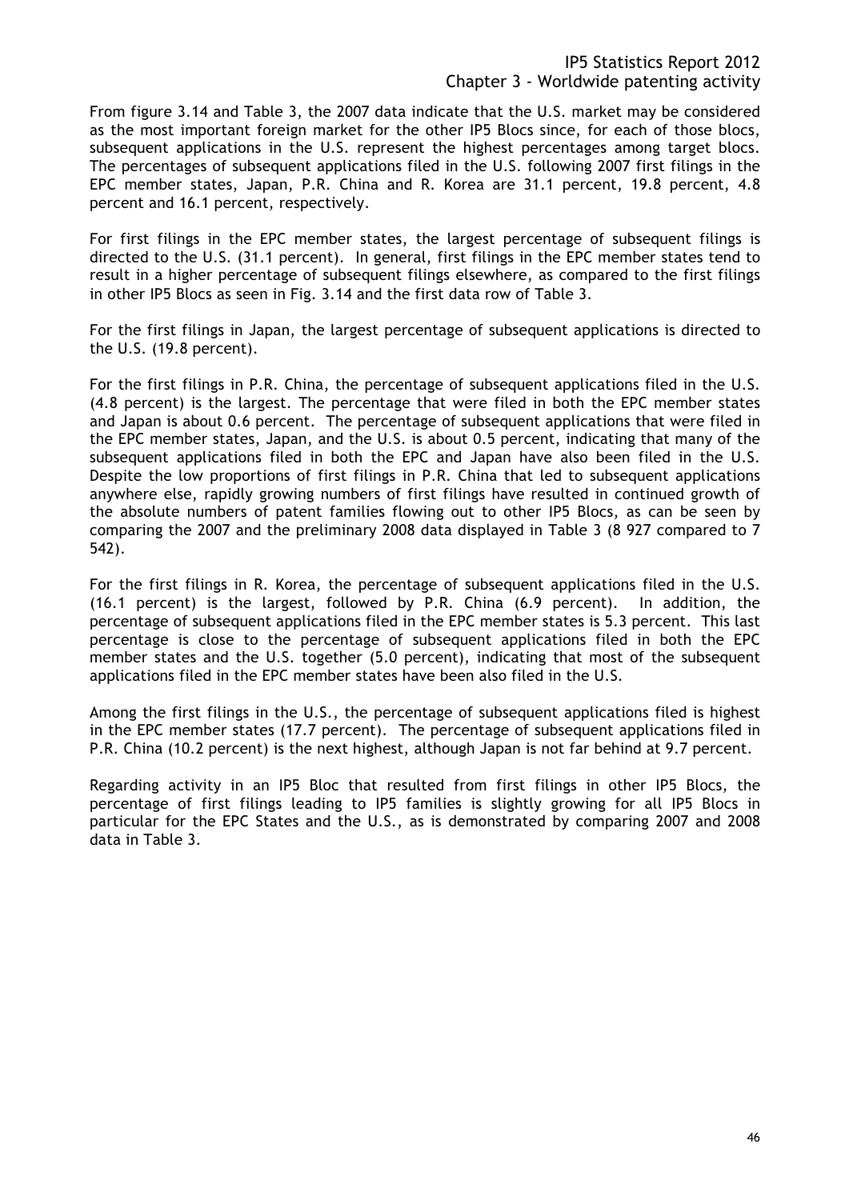From figure 3.14 and Table 3, the 2007 data indicate that the U.S. market may be considered as the most important foreign market for the other IP5 Blocs since, for each of those blocs, subsequent applications in the U.S. represent the highest percentages among target blocs. The percentages of subsequent applications filed in the U.S. following 2007 first filings in the EPC member states, Japan, P.R. China and R. Korea are 31.1 percent, 19.8 percent, 4.8 percent and 16.1 percent, respectively.

For first filings in the EPC member states, the largest percentage of subsequent filings is directed to the U.S. (31.1 percent). In general, first filings in the EPC member states tend to result in a higher percentage of subsequent filings elsewhere, as compared to the first filings in other IP5 Blocs as seen in Fig. 3.14 and the first data row of Table 3.

For the first filings in Japan, the largest percentage of subsequent applications is directed to the U.S. (19.8 percent).

For the first filings in P.R. China, the percentage of subsequent applications filed in the U.S. (4.8 percent) is the largest. The percentage that were filed in both the EPC member states and Japan is about 0.6 percent. The percentage of subsequent applications that were filed in the EPC member states, Japan, and the U.S. is about 0.5 percent, indicating that many of the subsequent applications filed in both the EPC and Japan have also been filed in the U.S. Despite the low proportions of first filings in P.R. China that led to subsequent applications anywhere else, rapidly growing numbers of first filings have resulted in continued growth of the absolute numbers of patent families flowing out to other IP5 Blocs, as can be seen by comparing the 2007 and the preliminary 2008 data displayed in Table 3 (8 927 compared to 7 542).

For the first filings in R. Korea, the percentage of subsequent applications filed in the U.S. (16.1 percent) is the largest, followed by P.R. China (6.9 percent). In addition, the percentage of subsequent applications filed in the EPC member states is 5.3 percent. This last percentage is close to the percentage of subsequent applications filed in both the EPC member states and the U.S. together (5.0 percent), indicating that most of the subsequent applications filed in the EPC member states have been also filed in the U.S.

Among the first filings in the U.S., the percentage of subsequent applications filed is highest in the EPC member states (17.7 percent). The percentage of subsequent applications filed in P.R. China (10.2 percent) is the next highest, although Japan is not far behind at 9.7 percent.

Regarding activity in an IP5 Bloc that resulted from first filings in other IP5 Blocs, the percentage of first filings leading to IP5 families is slightly growing for all IP5 Blocs in particular for the EPC States and the U.S., as is demonstrated by comparing 2007 and 2008 data in Table 3.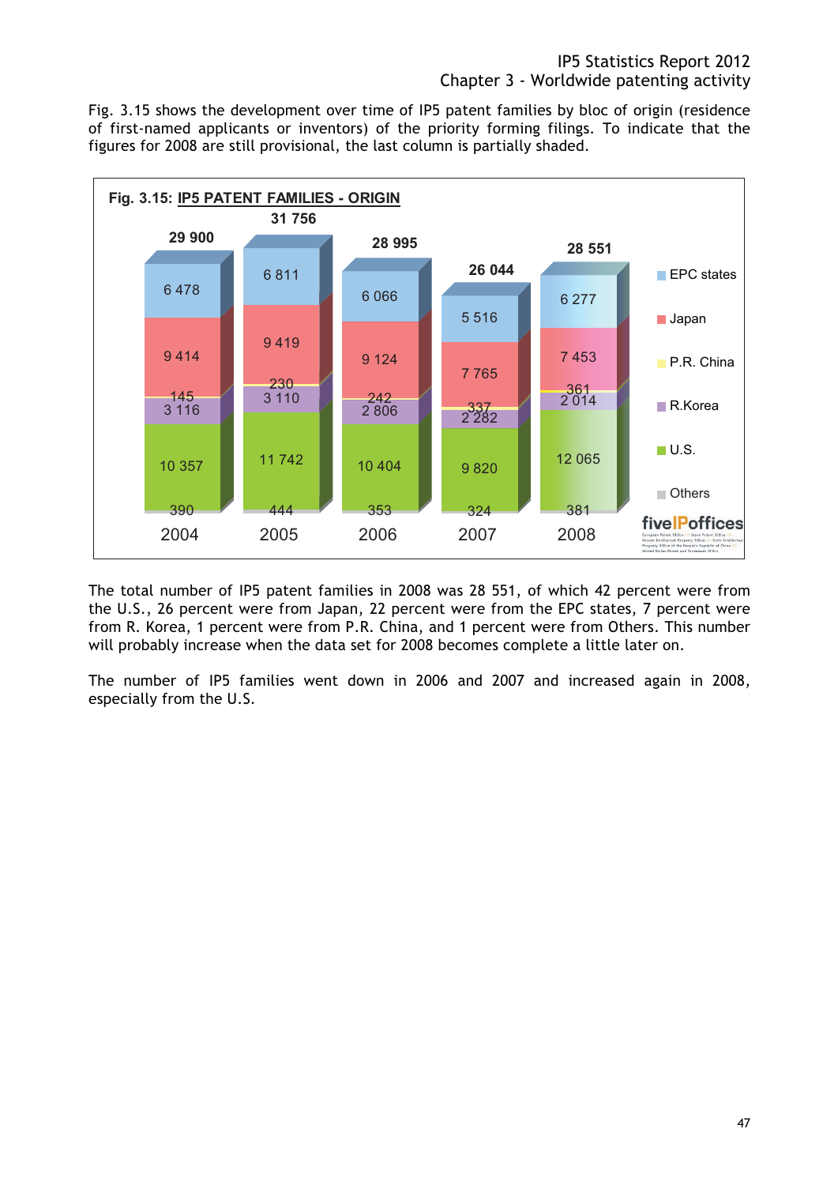Fig. 3.15 shows the development over time of IP5 patent families by bloc of origin (residence of first-named applicants or inventors) of the priority forming filings. To indicate that the figures for 2008 are still provisional, the last column is partially shaded.

Fig. 3.15: IP5 PATENT FAMILIES - ORIGIN

29 900
6 478
9 414
145
3 116
10 357
390
2004

31 756
6 811
9 419
230
3 110
11 742
444
2005

28 995
6 066
9 124
242
2 806
10 404
353
2006

26 044
5 516
7 765
337
2 282
9 820
324
2007

28 551
6 277
7 453
361
2 014
12 065
381
2008

EPC states
Japan
P.R. China
R.Korea
U.S.
Others

fiveIPoffices

The total number of IP5 patent families in 2008 was 28 551, of which 42 percent were from the U.S., 26 percent were from Japan, 22 percent were from the EPC states, 7 percent were from R. Korea, 1 percent were from P.R. China, and 1 percent were from Others. This number will probably increase when the data set for 2008 becomes complete a little later on.

The number of IP5 families went down in 2006 and 2007 and increased again in 2008, especially from the U.S.